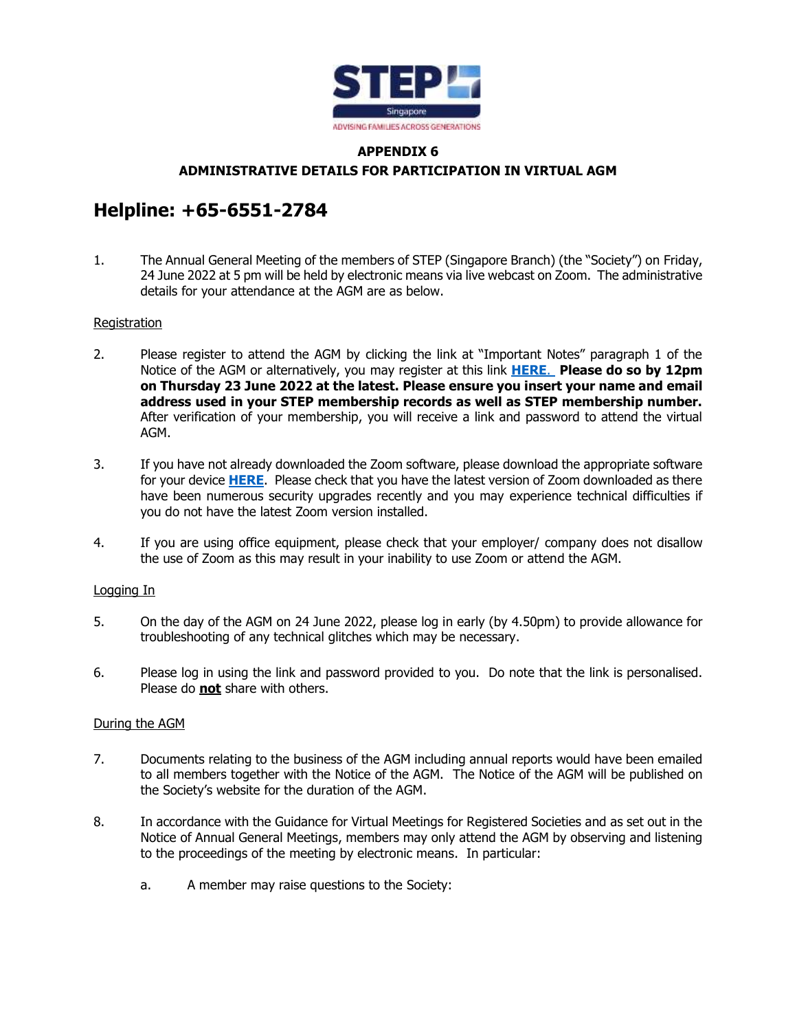STEP Singapore

ADVISING FAMILIES ACROSS GENERATIONS

**APPENDIX 6**

**ADMINISTRATIVE DETAILS FOR PARTICIPATION IN VIRTUAL AGM**

# Helpline: +65-6551-2784

1. The Annual General Meeting of the members of STEP (Singapore Branch) (the "Society") on Friday, 24 June 2022 at 5 pm will be held by electronic means via live webcast on Zoom. The administrative details for your attendance at the AGM are as below.

Registration

2. Please register to attend the AGM by clicking the link at "Important Notes" paragraph 1 of the Notice of the AGM or alternatively, you may register at this link **HERE.** **Please do so by 12pm on Thursday 23 June 2022 at the latest. Please ensure you insert your name and email address used in your STEP membership records as well as STEP membership number.** After verification of your membership, you will receive a link and password to attend the virtual AGM.

3. If you have not already downloaded the Zoom software, please download the appropriate software for your device **HERE**. Please check that you have the latest version of Zoom downloaded as there have been numerous security upgrades recently and you may experience technical difficulties if you do not have the latest Zoom version installed.

4. If you are using office equipment, please check that your employer/ company does not disallow the use of Zoom as this may result in your inability to use Zoom or attend the AGM.

Logging In

5. On the day of the AGM on 24 June 2022, please log in early (by 4.50pm) to provide allowance for troubleshooting of any technical glitches which may be necessary.

6. Please log in using the link and password provided to you. Do note that the link is personalised. Please do **not** share with others.

During the AGM

7. Documents relating to the business of the AGM including annual reports would have been emailed to all members together with the Notice of the AGM. The Notice of the AGM will be published on the Society's website for the duration of the AGM.

8. In accordance with the Guidance for Virtual Meetings for Registered Societies and as set out in the Notice of Annual General Meetings, members may only attend the AGM by observing and listening to the proceedings of the meeting by electronic means. In particular:

   a. A member may raise questions to the Society: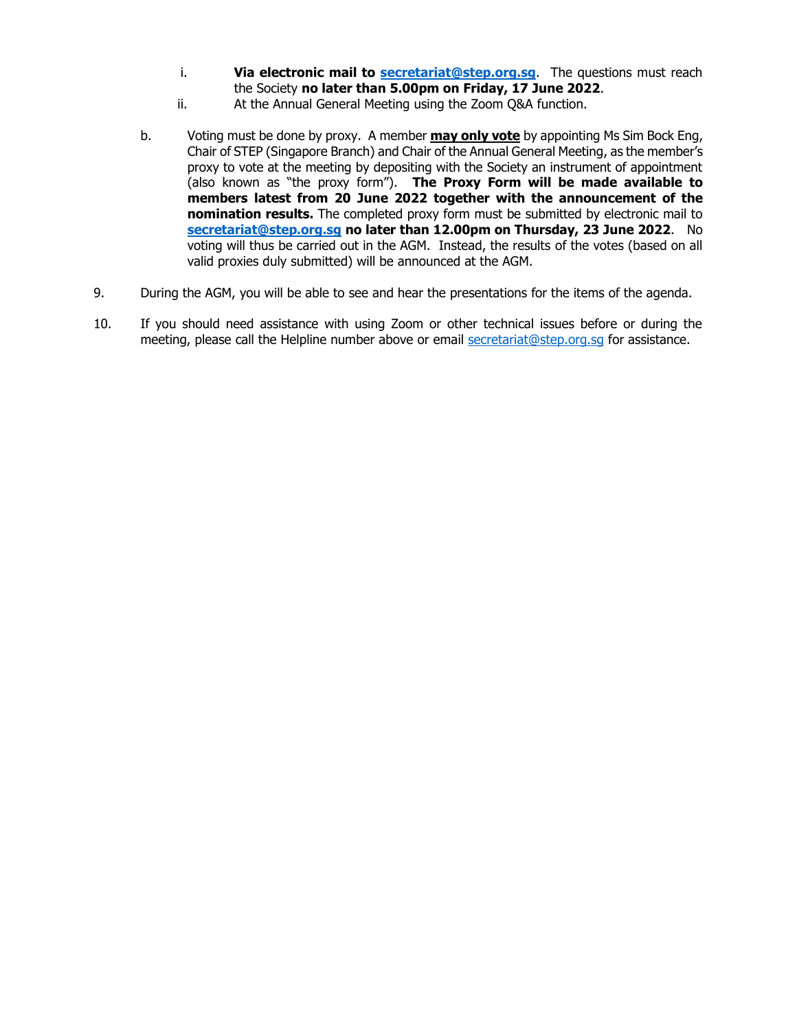i. **Via electronic mail to [secretariat@step.org.sg](mailto:secretariat@step.org.sg)**. The questions must reach the Society **no later than 5.00pm on Friday, 17 June 2022**.

ii. At the Annual General Meeting using the Zoom Q&A function.

b. Voting must be done by proxy. A member **<u>may only vote</u>** by appointing Ms Sim Bock Eng, Chair of STEP (Singapore Branch) and Chair of the Annual General Meeting, as the member's proxy to vote at the meeting by depositing with the Society an instrument of appointment (also known as "the proxy form"). **The Proxy Form will be made available to members latest from 20 June 2022 together with the announcement of the nomination results.** The completed proxy form must be submitted by electronic mail to **[secretariat@step.org.sg](mailto:secretariat@step.org.sg) no later than 12.00pm on Thursday, 23 June 2022**. No voting will thus be carried out in the AGM. Instead, the results of the votes (based on all valid proxies duly submitted) will be announced at the AGM.

9. During the AGM, you will be able to see and hear the presentations for the items of the agenda.

10. If you should need assistance with using Zoom or other technical issues before or during the meeting, please call the Helpline number above or email [secretariat@step.org.sg](mailto:secretariat@step.org.sg) for assistance.